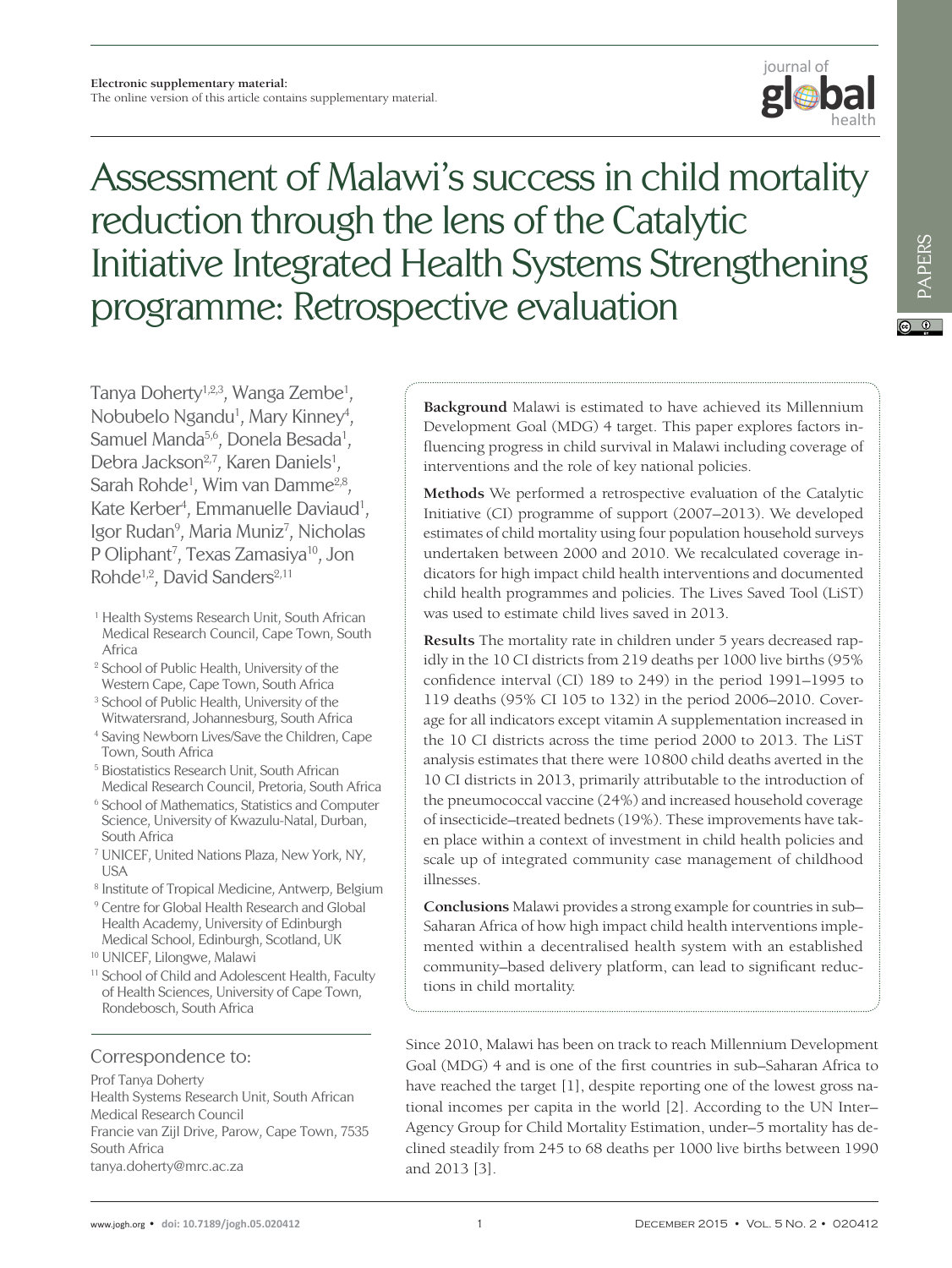**Electronic supplementary material:**
The online version of this article contains supplementary material.

# Assessment of Malawi's success in child mortality reduction through the lens of the Catalytic Initiative Integrated Health Systems Strengthening programme: Retrospective evaluation

Tanya Doherty[1,2,3], Wanga Zembe[1], Nobubelo Ngandu[1], Mary Kinney[4], Samuel Manda[5,6], Donela Besada[1], Debra Jackson[2,7], Karen Daniels[1], Sarah Rohde[1], Wim van Damme[2,8], Kate Kerber[4], Emmanuelle Daviaud[1], Igor Rudan[9], Maria Muniz[7], Nicholas P Oliphant[7], Texas Zamasiya[10], Jon Rohde[1,2], David Sanders[2,11]

[1] Health Systems Research Unit, South African Medical Research Council, Cape Town, South Africa
[2] School of Public Health, University of the Western Cape, Cape Town, South Africa
[3] School of Public Health, University of the Witwatersrand, Johannesburg, South Africa
[4] Saving Newborn Lives/Save the Children, Cape Town, South Africa
[5] Biostatistics Research Unit, South African Medical Research Council, Pretoria, South Africa
[6] School of Mathematics, Statistics and Computer Science, University of Kwazulu-Natal, Durban, South Africa
[7] UNICEF, United Nations Plaza, New York, NY, USA
[8] Institute of Tropical Medicine, Antwerp, Belgium
[9] Centre for Global Health Research and Global Health Academy, University of Edinburgh Medical School, Edinburgh, Scotland, UK
[10] UNICEF, Lilongwe, Malawi
[11] School of Child and Adolescent Health, Faculty of Health Sciences, University of Cape Town, Rondebosch, South Africa

## Correspondence to:

Prof Tanya Doherty
Health Systems Research Unit, South African Medical Research Council
Francie van Zijl Drive, Parow, Cape Town, 7535
South Africa
tanya.doherty@mrc.ac.za

**Background** Malawi is estimated to have achieved its Millennium Development Goal (MDG) 4 target. This paper explores factors influencing progress in child survival in Malawi including coverage of interventions and the role of key national policies.

**Methods** We performed a retrospective evaluation of the Catalytic Initiative (CI) programme of support (2007–2013). We developed estimates of child mortality using four population household surveys undertaken between 2000 and 2010. We recalculated coverage indicators for high impact child health interventions and documented child health programmes and policies. The Lives Saved Tool (LiST) was used to estimate child lives saved in 2013.

**Results** The mortality rate in children under 5 years decreased rapidly in the 10 CI districts from 219 deaths per 1000 live births (95% confidence interval (CI) 189 to 249) in the period 1991–1995 to 119 deaths (95% CI 105 to 132) in the period 2006–2010. Coverage for all indicators except vitamin A supplementation increased in the 10 CI districts across the time period 2000 to 2013. The LiST analysis estimates that there were 10800 child deaths averted in the 10 CI districts in 2013, primarily attributable to the introduction of the pneumococcal vaccine (24%) and increased household coverage of insecticide–treated bednets (19%). These improvements have taken place within a context of investment in child health policies and scale up of integrated community case management of childhood illnesses.

**Conclusions** Malawi provides a strong example for countries in sub–Saharan Africa of how high impact child health interventions implemented within a decentralised health system with an established community–based delivery platform, can lead to significant reductions in child mortality.

Since 2010, Malawi has been on track to reach Millennium Development Goal (MDG) 4 and is one of the first countries in sub–Saharan Africa to have reached the target [1], despite reporting one of the lowest gross national incomes per capita in the world [2]. According to the UN Inter–Agency Group for Child Mortality Estimation, under–5 mortality has declined steadily from 245 to 68 deaths per 1000 live births between 1990 and 2013 [3].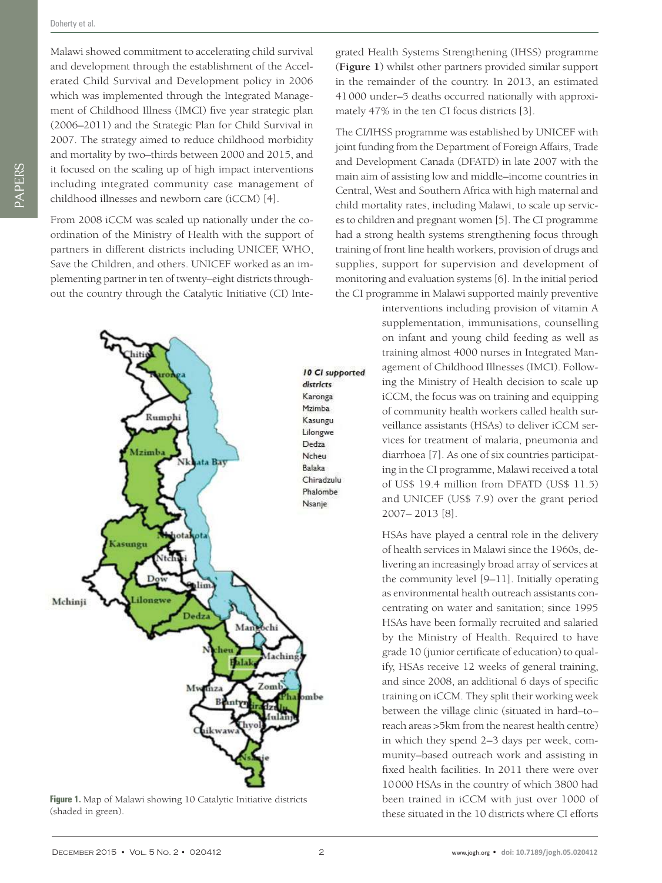Malawi showed commitment to accelerating child survival and development through the establishment of the Accelerated Child Survival and Development policy in 2006 which was implemented through the Integrated Management of Childhood Illness (IMCI) five year strategic plan (2006–2011) and the Strategic Plan for Child Survival in 2007. The strategy aimed to reduce childhood morbidity and mortality by two–thirds between 2000 and 2015, and it focused on the scaling up of high impact interventions including integrated community case management of childhood illnesses and newborn care (iCCM) [4].

From 2008 iCCM was scaled up nationally under the co-ordination of the Ministry of Health with the support of partners in different districts including UNICEF, WHO, Save the Children, and others. UNICEF worked as an implementing partner in ten of twenty–eight districts throughout the country through the Catalytic Initiative (CI) Integrated Health Systems Strengthening (IHSS) programme (**Figure 1**) whilst other partners provided similar support in the remainder of the country. In 2013, an estimated 41 000 under–5 deaths occurred nationally with approximately 47% in the ten CI focus districts [3].

The CI/IHSS programme was established by UNICEF with joint funding from the Department of Foreign Affairs, Trade and Development Canada (DFATD) in late 2007 with the main aim of assisting low and middle–income countries in Central, West and Southern Africa with high maternal and child mortality rates, including Malawi, to scale up services to children and pregnant women [5]. The CI programme had a strong health systems strengthening focus through training of front line health workers, provision of drugs and supplies, support for supervision and development of monitoring and evaluation systems [6]. In the initial period the CI programme in Malawi supported mainly preventive interventions including provision of vitamin A supplementation, immunisations, counselling on infant and young child feeding as well as training almost 4000 nurses in Integrated Management of Childhood Illnesses (IMCI). Following the Ministry of Health decision to scale up iCCM, the focus was on training and equipping of community health workers called health surveillance assistants (HSAs) to deliver iCCM services for treatment of malaria, pneumonia and diarrhoea [7]. As one of six countries participating in the CI programme, Malawi received a total of US$ 19.4 million from DFATD (US$ 11.5) and UNICEF (US$ 7.9) over the grant period 2007– 2013 [8].

HSAs have played a central role in the delivery of health services in Malawi since the 1960s, delivering an increasingly broad array of services at the community level [9–11]. Initially operating as environmental health outreach assistants concentrating on water and sanitation; since 1995 HSAs have been formally recruited and salaried by the Ministry of Health. Required to have grade 10 (junior certificate of education) to qualify, HSAs receive 12 weeks of general training, and since 2008, an additional 6 days of specific training on iCCM. They split their working week between the village clinic (situated in hard–to–reach areas >5km from the nearest health centre) in which they spend 2–3 days per week, community–based outreach work and assisting in fixed health facilities. In 2011 there were over 10 000 HSAs in the country of which 3800 had been trained in iCCM with just over 1000 of these situated in the 10 districts where CI efforts

**Figure 1.** Map of Malawi showing 10 Catalytic Initiative districts (shaded in green).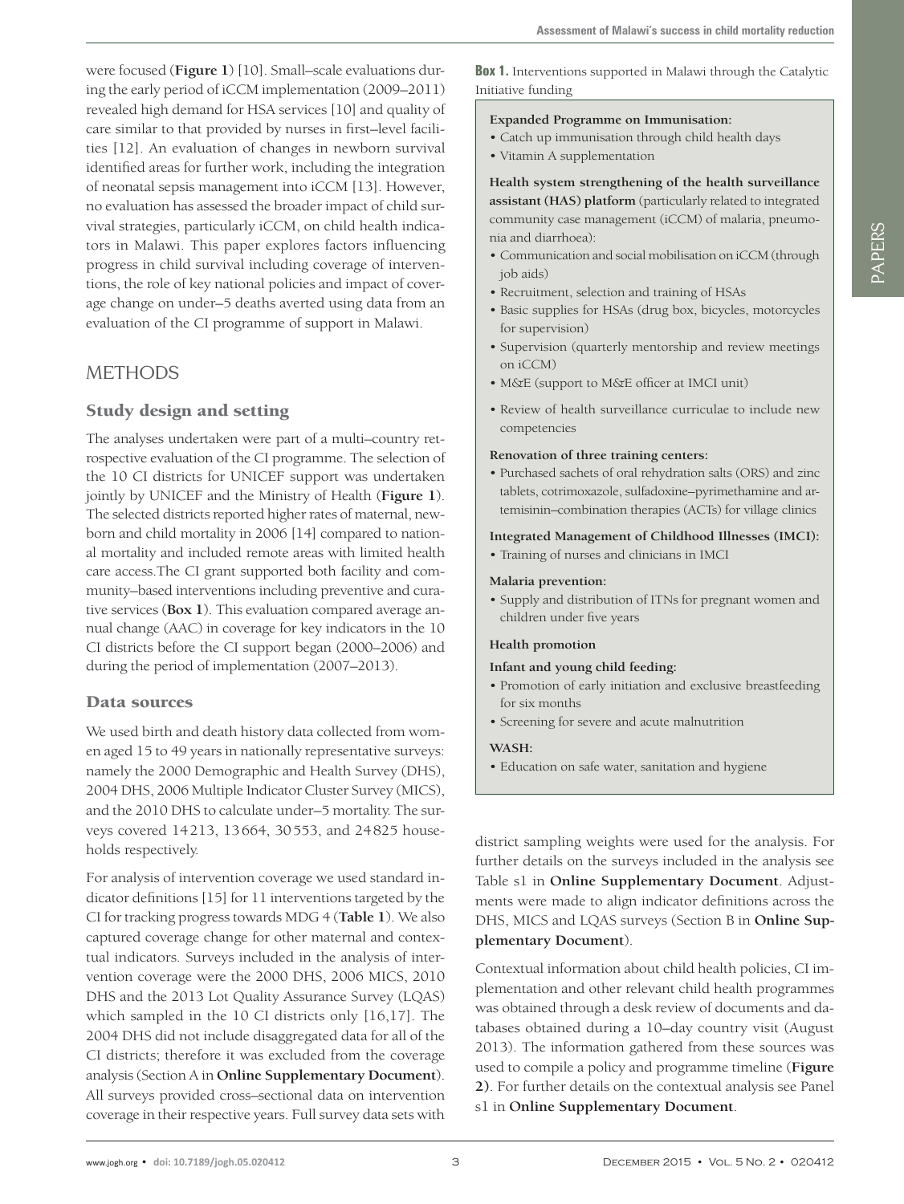were focused (**Figure 1**) [10]. Small–scale evaluations during the early period of iCCM implementation (2009–2011) revealed high demand for HSA services [10] and quality of care similar to that provided by nurses in first–level facilities [12]. An evaluation of changes in newborn survival identified areas for further work, including the integration of neonatal sepsis management into iCCM [13]. However, no evaluation has assessed the broader impact of child survival strategies, particularly iCCM, on child health indicators in Malawi. This paper explores factors influencing progress in child survival including coverage of interventions, the role of key national policies and impact of coverage change on under–5 deaths averted using data from an evaluation of the CI programme of support in Malawi.

## METHODS

### Study design and setting

The analyses undertaken were part of a multi–country retrospective evaluation of the CI programme. The selection of the 10 CI districts for UNICEF support was undertaken jointly by UNICEF and the Ministry of Health (**Figure 1**). The selected districts reported higher rates of maternal, newborn and child mortality in 2006 [14] compared to national mortality and included remote areas with limited health care access.The CI grant supported both facility and community–based interventions including preventive and curative services (**Box 1**). This evaluation compared average annual change (AAC) in coverage for key indicators in the 10 CI districts before the CI support began (2000–2006) and during the period of implementation (2007–2013).

**Box 1.** Interventions supported in Malawi through the Catalytic Initiative funding

**Expanded Programme on Immunisation:**
- Catch up immunisation through child health days
- Vitamin A supplementation

**Health system strengthening of the health surveillance assistant (HAS) platform** (particularly related to integrated community case management (iCCM) of malaria, pneumonia and diarrhoea):
- Communication and social mobilisation on iCCM (through job aids)
- Recruitment, selection and training of HSAs
- Basic supplies for HSAs (drug box, bicycles, motorcycles for supervision)
- Supervision (quarterly mentorship and review meetings on iCCM)
- M&E (support to M&E officer at IMCI unit)
- Review of health surveillance curriculae to include new competencies

**Renovation of three training centers:**
- Purchased sachets of oral rehydration salts (ORS) and zinc tablets, cotrimoxazole, sulfadoxine–pyrimethamine and artemisinin–combination therapies (ACTs) for village clinics

**Integrated Management of Childhood Illnesses (IMCI):**
- Training of nurses and clinicians in IMCI

**Malaria prevention:**
- Supply and distribution of ITNs for pregnant women and children under five years

**Health promotion**

**Infant and young child feeding:**
- Promotion of early initiation and exclusive breastfeeding for six months
- Screening for severe and acute malnutrition

**WASH:**
- Education on safe water, sanitation and hygiene

### Data sources

We used birth and death history data collected from women aged 15 to 49 years in nationally representative surveys: namely the 2000 Demographic and Health Survey (DHS), 2004 DHS, 2006 Multiple Indicator Cluster Survey (MICS), and the 2010 DHS to calculate under–5 mortality. The surveys covered 14213, 13664, 30553, and 24825 households respectively.

For analysis of intervention coverage we used standard indicator definitions [15] for 11 interventions targeted by the CI for tracking progress towards MDG 4 (**Table 1**). We also captured coverage change for other maternal and contextual indicators. Surveys included in the analysis of intervention coverage were the 2000 DHS, 2006 MICS, 2010 DHS and the 2013 Lot Quality Assurance Survey (LQAS) which sampled in the 10 CI districts only [16,17]. The 2004 DHS did not include disaggregated data for all of the CI districts; therefore it was excluded from the coverage analysis (Section A in **Online Supplementary Document**). All surveys provided cross–sectional data on intervention coverage in their respective years. Full survey data sets with district sampling weights were used for the analysis. For further details on the surveys included in the analysis see Table s1 in **Online Supplementary Document**. Adjustments were made to align indicator definitions across the DHS, MICS and LQAS surveys (Section B in **Online Supplementary Document**).

Contextual information about child health policies, CI implementation and other relevant child health programmes was obtained through a desk review of documents and databases obtained during a 10–day country visit (August 2013). The information gathered from these sources was used to compile a policy and programme timeline (**Figure 2)**. For further details on the contextual analysis see Panel s1 in **Online Supplementary Document**.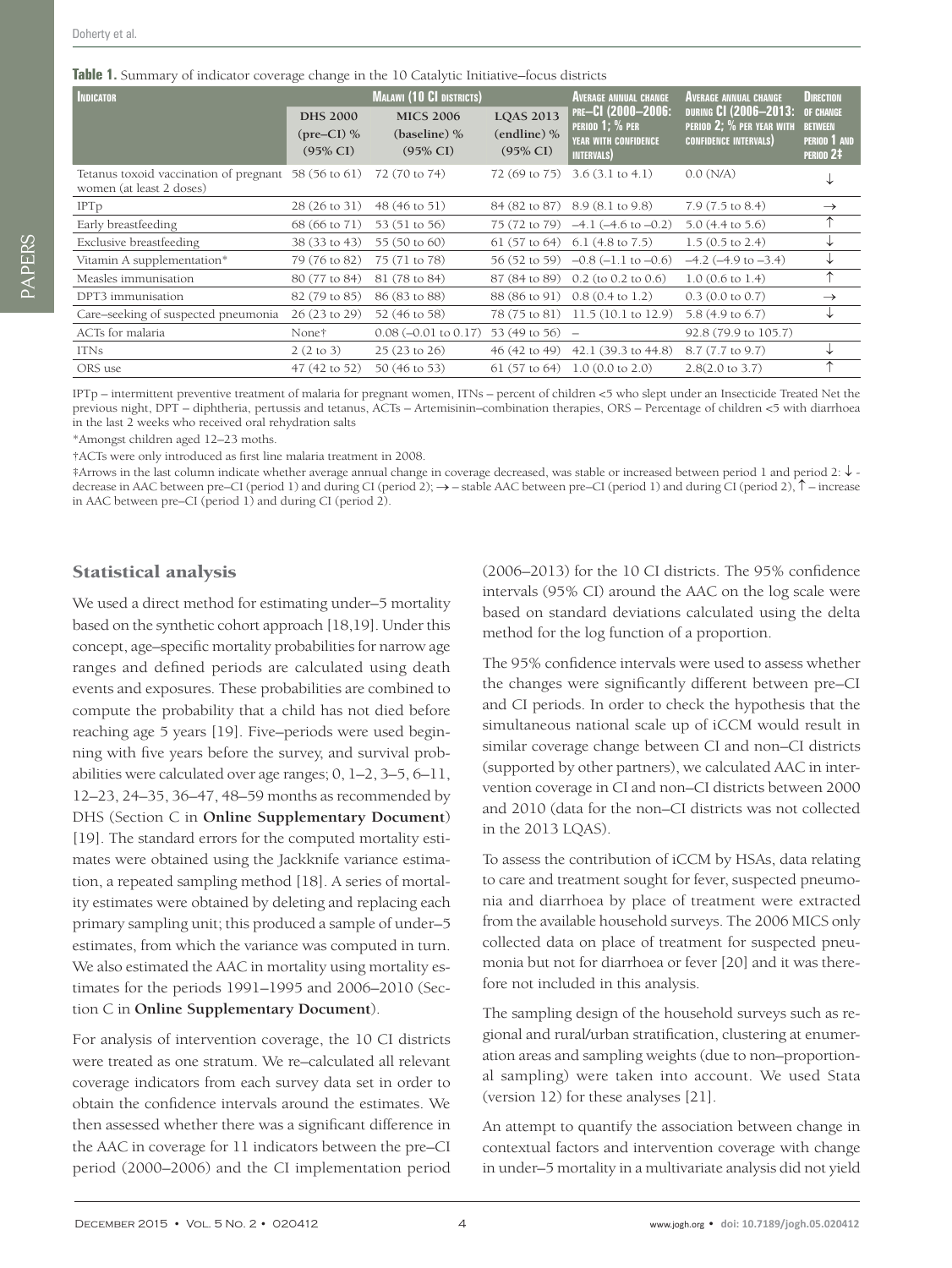**Table 1.** Summary of indicator coverage change in the 10 Catalytic Initiative–focus districts

| Indicator | Malawi (10 CI districts) | | | Average annual change pre–CI (2000–2006: period 1; % per year with confidence intervals) | Average annual change during CI (2006–2013: period 2; % per year with confidence intervals) | Direction of change between period 1 and period 2‡ |
|---|---|---|---|---|---|---|
| | DHS 2000 (pre–CI) % (95% CI) | MICS 2006 (baseline) % (95% CI) | LQAS 2013 (endline) % (95% CI) | | | |
| Tetanus toxoid vaccination of pregnant women (at least 2 doses) | 58 (56 to 61) | 72 (70 to 74) | 72 (69 to 75) | 3.6 (3.1 to 4.1) | 0.0 (N/A) | ↓ |
| IPTp | 28 (26 to 31) | 48 (46 to 51) | 84 (82 to 87) | 8.9 (8.1 to 9.8) | 7.9 (7.5 to 8.4) | → |
| Early breastfeeding | 68 (66 to 71) | 53 (51 to 56) | 75 (72 to 79) | –4.1 (–4.6 to –0.2) | 5.0 (4.4 to 5.6) | ↑ |
| Exclusive breastfeeding | 38 (33 to 43) | 55 (50 to 60) | 61 (57 to 64) | 6.1 (4.8 to 7.5) | 1.5 (0.5 to 2.4) | ↓ |
| Vitamin A supplementation* | 79 (76 to 82) | 75 (71 to 78) | 56 (52 to 59) | –0.8 (–1.1 to –0.6) | –4.2 (–4.9 to –3.4) | ↓ |
| Measles immunisation | 80 (77 to 84) | 81 (78 to 84) | 87 (84 to 89) | 0.2 (to 0.2 to 0.6) | 1.0 (0.6 to 1.4) | ↑ |
| DPT3 immunisation | 82 (79 to 85) | 86 (83 to 88) | 88 (86 to 91) | 0.8 (0.4 to 1.2) | 0.3 (0.0 to 0.7) | → |
| Care–seeking of suspected pneumonia | 26 (23 to 29) | 52 (46 to 58) | 78 (75 to 81) | 11.5 (10.1 to 12.9) | 5.8 (4.9 to 6.7) | ↓ |
| ACTs for malaria | None† | 0.08 (–0.01 to 0.17) | 53 (49 to 56) | – | 92.8 (79.9 to 105.7) | |
| ITNs | 2 (2 to 3) | 25 (23 to 26) | 46 (42 to 49) | 42.1 (39.3 to 44.8) | 8.7 (7.7 to 9.7) | ↓ |
| ORS use | 47 (42 to 52) | 50 (46 to 53) | 61 (57 to 64) | 1.0 (0.0 to 2.0) | 2.8(2.0 to 3.7) | ↑ |

IPTp – intermittent preventive treatment of malaria for pregnant women, ITNs – percent of children <5 who slept under an Insecticide Treated Net the previous night, DPT – diphtheria, pertussis and tetanus, ACTs – Artemisinin–combination therapies, ORS – Percentage of children <5 with diarrhoea in the last 2 weeks who received oral rehydration salts

*Amongst children aged 12–23 moths.

†ACTs were only introduced as first line malaria treatment in 2008.

‡Arrows in the last column indicate whether average annual change in coverage decreased, was stable or increased between period 1 and period 2: ↓ - decrease in AAC between pre–CI (period 1) and during CI (period 2); → – stable AAC between pre–CI (period 1) and during CI (period 2), ↑ – increase in AAC between pre–CI (period 1) and during CI (period 2).

## Statistical analysis

We used a direct method for estimating under–5 mortality based on the synthetic cohort approach [18,19]. Under this concept, age–specific mortality probabilities for narrow age ranges and defined periods are calculated using death events and exposures. These probabilities are combined to compute the probability that a child has not died before reaching age 5 years [19]. Five–periods were used beginning with five years before the survey, and survival probabilities were calculated over age ranges; 0, 1–2, 3–5, 6–11, 12–23, 24–35, 36–47, 48–59 months as recommended by DHS (Section C in **Online Supplementary Document**) [19]. The standard errors for the computed mortality estimates were obtained using the Jackknife variance estimation, a repeated sampling method [18]. A series of mortality estimates were obtained by deleting and replacing each primary sampling unit; this produced a sample of under–5 estimates, from which the variance was computed in turn. We also estimated the AAC in mortality using mortality estimates for the periods 1991–1995 and 2006–2010 (Section C in **Online Supplementary Document**).

For analysis of intervention coverage, the 10 CI districts were treated as one stratum. We re–calculated all relevant coverage indicators from each survey data set in order to obtain the confidence intervals around the estimates. We then assessed whether there was a significant difference in the AAC in coverage for 11 indicators between the pre–CI period (2000–2006) and the CI implementation period (2006–2013) for the 10 CI districts. The 95% confidence intervals (95% CI) around the AAC on the log scale were based on standard deviations calculated using the delta method for the log function of a proportion.

The 95% confidence intervals were used to assess whether the changes were significantly different between pre–CI and CI periods. In order to check the hypothesis that the simultaneous national scale up of iCCM would result in similar coverage change between CI and non–CI districts (supported by other partners), we calculated AAC in intervention coverage in CI and non–CI districts between 2000 and 2010 (data for the non–CI districts was not collected in the 2013 LQAS).

To assess the contribution of iCCM by HSAs, data relating to care and treatment sought for fever, suspected pneumonia and diarrhoea by place of treatment were extracted from the available household surveys. The 2006 MICS only collected data on place of treatment for suspected pneumonia but not for diarrhoea or fever [20] and it was therefore not included in this analysis.

The sampling design of the household surveys such as regional and rural/urban stratification, clustering at enumeration areas and sampling weights (due to non–proportional sampling) were taken into account. We used Stata (version 12) for these analyses [21].

An attempt to quantify the association between change in contextual factors and intervention coverage with change in under–5 mortality in a multivariate analysis did not yield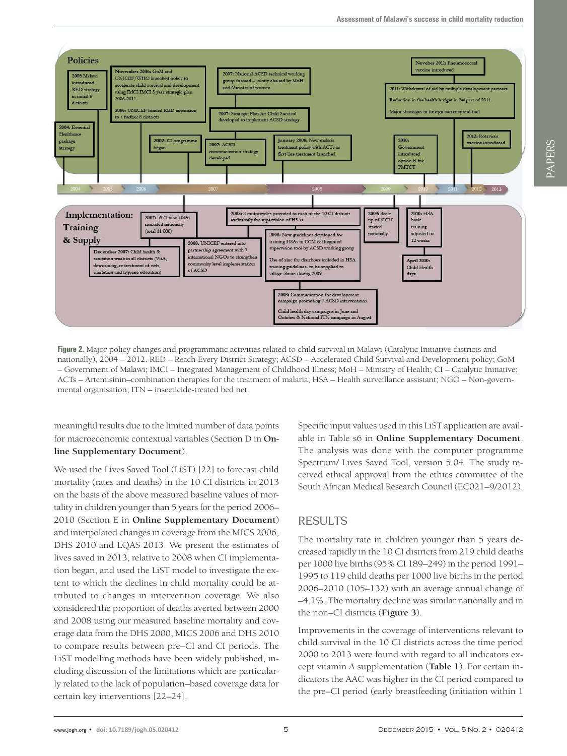**Policies**

2004: Essential Healthcare package strategy

2005 Malawi introduced RED strategy in initial 8 districts

November 2006: GoM and UNICEF/WHO launched policy to accelerate child survival and development using IMCI IMCI 5 year strategic plan 2006-2011.

2006: UNICEF funded RED expansion to a further 8 districts

2007: CI programme began

2007: ACSD communication strategy developed

2007: National ACSD technical working group formed – jointly chaired by MoH and Ministry of women

2007: Strategic Plan for Child Survival developed to implement ACSD strategy

January 2008: New malaria treatment policy with ACTs as first line treatment launched

2010: Government introduced option B for PMTCT

Noveber 2011: Pneumococcal vaccine introduced

2011: Withdrawal of aid by multiple development partners

Reduction in the health budget in 2nd part of 2011.

Major shortages in foreign currency and fuel

2012: Rotavirus vaccine introduced

2004 – 2005 – 2006 – 2007 – 2008 – 2009 – 2010 – 2011 – 2012 – 2013

**Implementation: Training & Supply**

December 2007: Child health & sanitation week in all districts (VitA, deworming, re treatment of nets, sanitation and hygiene education)

2007: 5971 new HSAs recruited nationally (total 11 000)

2008: UNICEF entered into partnership agreement with 7 international NGOs to strengthen community level implementation of ACSD

2008: 2 motorcycles provided to each of the 10 CI districts exclusively for supervision of HSAs.

2008: New guidelines developed for training HSAs in CCM & integrated supervision tool by ACSD working group

Use of zinc for diarrhoea included in HSA training guidelines- to be supplied to village clinics during 2009.

2008: Communication for development campaign promoting 7 ACSD interventions.

Child health day campaigns in June and October & National ITN campaign in August

2009: Scale up of iCCM started nationally

2010: HSA basic training adjusted to 12 weeks

April 2010: Child Health days

**Figure 2.** Major policy changes and programmatic activities related to child survival in Malawi (Catalytic Initiative districts and nationally), 2004 – 2012. RED – Reach Every District Strategy; ACSD – Accelerated Child Survival and Development policy; GoM – Government of Malawi; IMCI – Integrated Management of Childhood Illness; MoH – Ministry of Health; CI – Catalytic Initiative; ACTs – Artemisinin–combination therapies for the treatment of malaria; HSA – Health surveillance assistant; NGO – Non-governmental organisation; ITN – insecticide-treated bed net.

meaningful results due to the limited number of data points for macroeconomic contextual variables (Section D in **Online Supplementary Document**).

We used the Lives Saved Tool (LiST) [22] to forecast child mortality (rates and deaths) in the 10 CI districts in 2013 on the basis of the above measured baseline values of mortality in children younger than 5 years for the period 2006–2010 (Section E in **Online Supplementary Document**) and interpolated changes in coverage from the MICS 2006, DHS 2010 and LQAS 2013. We present the estimates of lives saved in 2013, relative to 2008 when CI implementation began, and used the LiST model to investigate the extent to which the declines in child mortality could be attributed to changes in intervention coverage. We also considered the proportion of deaths averted between 2000 and 2008 using our measured baseline mortality and coverage data from the DHS 2000, MICS 2006 and DHS 2010 to compare results between pre–CI and CI periods. The LiST modelling methods have been widely published, including discussion of the limitations which are particularly related to the lack of population–based coverage data for certain key interventions [22–24].

Specific input values used in this LiST application are available in Table s6 in **Online Supplementary Document**. The analysis was done with the computer programme Spectrum/ Lives Saved Tool, version 5.04. The study received ethical approval from the ethics committee of the South African Medical Research Council (EC021–9/2012).

## RESULTS

The mortality rate in children younger than 5 years decreased rapidly in the 10 CI districts from 219 child deaths per 1000 live births (95% CI 189–249) in the period 1991–1995 to 119 child deaths per 1000 live births in the period 2006–2010 (105–132) with an average annual change of –4.1%. The mortality decline was similar nationally and in the non–CI districts (**Figure 3**).

Improvements in the coverage of interventions relevant to child survival in the 10 CI districts across the time period 2000 to 2013 were found with regard to all indicators except vitamin A supplementation (**Table 1**). For certain indicators the AAC was higher in the CI period compared to the pre–CI period (early breastfeeding (initiation within 1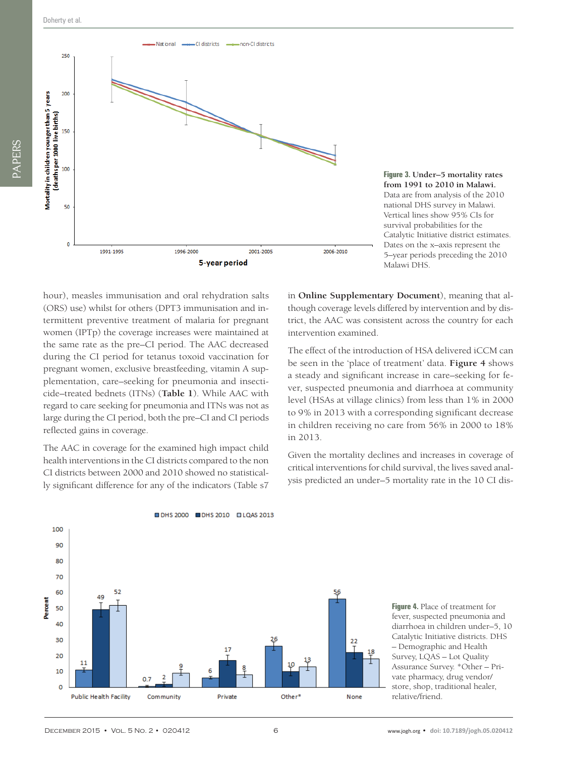Figure 3. Under–5 mortality rates from 1991 to 2010 in Malawi. Data are from analysis of the 2010 national DHS survey in Malawi. Vertical lines show 95% CIs for survival probabilities for the Catalytic Initiative district estimates. Dates on the x–axis represent the 5–year periods preceding the 2010 Malawi DHS.

hour), measles immunisation and oral rehydration salts (ORS) use) whilst for others (DPT3 immunisation and intermittent preventive treatment of malaria for pregnant women (IPTp) the coverage increases were maintained at the same rate as the pre–CI period. The AAC decreased during the CI period for tetanus toxoid vaccination for pregnant women, exclusive breastfeeding, vitamin A supplementation, care–seeking for pneumonia and insecticide–treated bednets (ITNs) (**Table 1**). While AAC with regard to care seeking for pneumonia and ITNs was not as large during the CI period, both the pre–CI and CI periods reflected gains in coverage.

The AAC in coverage for the examined high impact child health interventions in the CI districts compared to the non CI districts between 2000 and 2010 showed no statistically significant difference for any of the indicators (Table s7 in **Online Supplementary Document**), meaning that although coverage levels differed by intervention and by district, the AAC was consistent across the country for each intervention examined.

The effect of the introduction of HSA delivered iCCM can be seen in the 'place of treatment' data. **Figure 4** shows a steady and significant increase in care–seeking for fever, suspected pneumonia and diarrhoea at community level (HSAs at village clinics) from less than 1% in 2000 to 9% in 2013 with a corresponding significant decrease in children receiving no care from 56% in 2000 to 18% in 2013.

Given the mortality declines and increases in coverage of critical interventions for child survival, the lives saved analysis predicted an under–5 mortality rate in the 10 CI dis-

Figure 4. Place of treatment for fever, suspected pneumonia and diarrhoea in children under–5, 10 Catalytic Initiative districts. DHS – Demographic and Health Survey, LQAS – Lot Quality Assurance Survey. *Other – Private pharmacy, drug vendor/store, shop, traditional healer, relative/friend.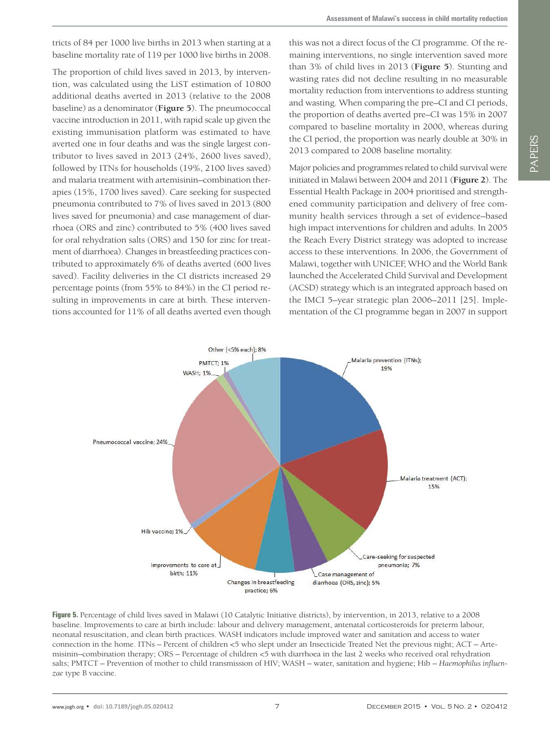tricts of 84 per 1000 live births in 2013 when starting at a baseline mortality rate of 119 per 1000 live births in 2008.

The proportion of child lives saved in 2013, by intervention, was calculated using the LiST estimation of 10800 additional deaths averted in 2013 (relative to the 2008 baseline) as a denominator (**Figure 5**). The pneumococcal vaccine introduction in 2011, with rapid scale up given the existing immunisation platform was estimated to have averted one in four deaths and was the single largest contributor to lives saved in 2013 (24%, 2600 lives saved), followed by ITNs for households (19%, 2100 lives saved) and malaria treatment with artemisinin–combination therapies (15%, 1700 lives saved). Care seeking for suspected pneumonia contributed to 7% of lives saved in 2013 (800 lives saved for pneumonia) and case management of diarrhoea (ORS and zinc) contributed to 5% (400 lives saved for oral rehydration salts (ORS) and 150 for zinc for treatment of diarrhoea). Changes in breastfeeding practices contributed to approximately 6% of deaths averted (600 lives saved). Facility deliveries in the CI districts increased 29 percentage points (from 55% to 84%) in the CI period resulting in improvements in care at birth. These interventions accounted for 11% of all deaths averted even though this was not a direct focus of the CI programme. Of the remaining interventions, no single intervention saved more than 3% of child lives in 2013 (**Figure 5**). Stunting and wasting rates did not decline resulting in no measurable mortality reduction from interventions to address stunting and wasting. When comparing the pre–CI and CI periods, the proportion of deaths averted pre–CI was 15% in 2007 compared to baseline mortality in 2000, whereas during the CI period, the proportion was nearly double at 30% in 2013 compared to 2008 baseline mortality.

Major policies and programmes related to child survival were initiated in Malawi between 2004 and 2011 (**Figure 2**). The Essential Health Package in 2004 prioritised and strengthened community participation and delivery of free community health services through a set of evidence–based high impact interventions for children and adults. In 2005 the Reach Every District strategy was adopted to increase access to these interventions. In 2006, the Government of Malawi, together with UNICEF, WHO and the World Bank launched the Accelerated Child Survival and Development (ACSD) strategy which is an integrated approach based on the IMCI 5–year strategic plan 2006–2011 [25]. Implementation of the CI programme began in 2007 in support

**Figure 5.** Percentage of child lives saved in Malawi (10 Catalytic Initiative districts), by intervention, in 2013, relative to a 2008 baseline. Improvements to care at birth include: labour and delivery management, antenatal corticosteroids for preterm labour, neonatal resuscitation, and clean birth practices. WASH indicators include improved water and sanitation and access to water connection in the home. ITNs – Percent of children <5 who slept under an Insecticide Treated Net the previous night; ACT – Artemisinin–combination therapy; ORS – Percentage of children <5 with diarrhoea in the last 2 weeks who received oral rehydration salts; PMTCT – Prevention of mother to child transmission of HIV; WASH – water, sanitation and hygiene; Hib – *Haemophilus influenzae* type B vaccine.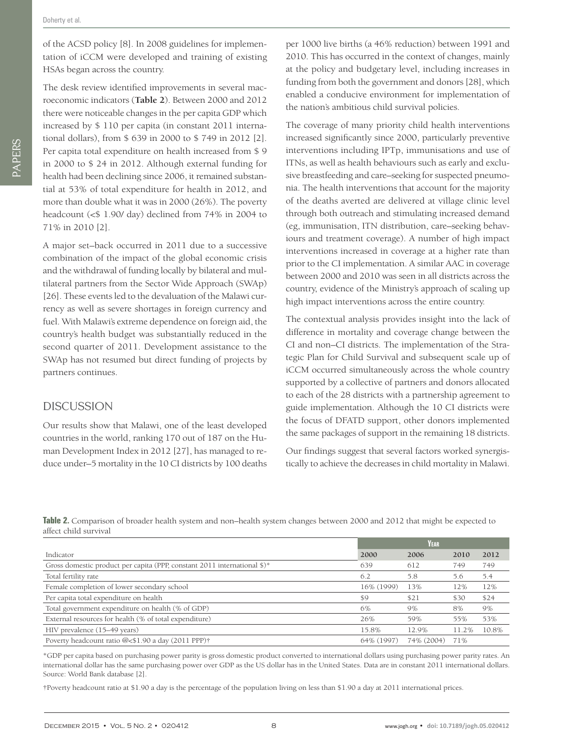of the ACSD policy [8]. In 2008 guidelines for implementation of iCCM were developed and training of existing HSAs began across the country.

The desk review identified improvements in several macroeconomic indicators (**Table 2**). Between 2000 and 2012 there were noticeable changes in the per capita GDP which increased by $ 110 per capita (in constant 2011 international dollars), from $ 639 in 2000 to $ 749 in 2012 [2]. Per capita total expenditure on health increased from $ 9 in 2000 to $ 24 in 2012. Although external funding for health had been declining since 2006, it remained substantial at 53% of total expenditure for health in 2012, and more than double what it was in 2000 (26%). The poverty headcount (<$ 1.90/ day) declined from 74% in 2004 to 71% in 2010 [2].

A major set–back occurred in 2011 due to a successive combination of the impact of the global economic crisis and the withdrawal of funding locally by bilateral and multilateral partners from the Sector Wide Approach (SWAp) [26]. These events led to the devaluation of the Malawi currency as well as severe shortages in foreign currency and fuel. With Malawi's extreme dependence on foreign aid, the country's health budget was substantially reduced in the second quarter of 2011. Development assistance to the SWAp has not resumed but direct funding of projects by partners continues.

## DISCUSSION

Our results show that Malawi, one of the least developed countries in the world, ranking 170 out of 187 on the Human Development Index in 2012 [27], has managed to reduce under–5 mortality in the 10 CI districts by 100 deaths per 1000 live births (a 46% reduction) between 1991 and 2010. This has occurred in the context of changes, mainly at the policy and budgetary level, including increases in funding from both the government and donors [28], which enabled a conducive environment for implementation of the nation's ambitious child survival policies.

The coverage of many priority child health interventions increased significantly since 2000, particularly preventive interventions including IPTp, immunisations and use of ITNs, as well as health behaviours such as early and exclusive breastfeeding and care–seeking for suspected pneumonia. The health interventions that account for the majority of the deaths averted are delivered at village clinic level through both outreach and stimulating increased demand (eg, immunisation, ITN distribution, care–seeking behaviours and treatment coverage). A number of high impact interventions increased in coverage at a higher rate than prior to the CI implementation. A similar AAC in coverage between 2000 and 2010 was seen in all districts across the country, evidence of the Ministry's approach of scaling up high impact interventions across the entire country.

The contextual analysis provides insight into the lack of difference in mortality and coverage change between the CI and non–CI districts. The implementation of the Strategic Plan for Child Survival and subsequent scale up of iCCM occurred simultaneously across the whole country supported by a collective of partners and donors allocated to each of the 28 districts with a partnership agreement to guide implementation. Although the 10 CI districts were the focus of DFATD support, other donors implemented the same packages of support in the remaining 18 districts.

Our findings suggest that several factors worked synergistically to achieve the decreases in child mortality in Malawi.

**Table 2.** Comparison of broader health system and non–health system changes between 2000 and 2012 that might be expected to affect child survival

| | Year | | | |
|---|---|---|---|---|
| Indicator | **2000** | **2006** | **2010** | **2012** |
| Gross domestic product per capita (PPP, constant 2011 international $)* | 639 | 612 | 749 | 749 |
| Total fertility rate | 6.2 | 5.8 | 5.6 | 5.4 |
| Female completion of lower secondary school | 16% (1999) | 13% | 12% | 12% |
| Per capita total expenditure on health | $9 | $21 | $30 | $24 |
| Total government expenditure on health (% of GDP) | 6% | 9% | 8% | 9% |
| External resources for health (% of total expenditure) | 26% | 59% | 55% | 53% |
| HIV prevalence (15–49 years) | 15.8% | 12.9% | 11.2% | 10.8% |
| Poverty headcount ratio @<$1.90 a day (2011 PPP)† | 64% (1997) | 74% (2004) | 71% | |

*GDP per capita based on purchasing power parity is gross domestic product converted to international dollars using purchasing power parity rates. An international dollar has the same purchasing power over GDP as the US dollar has in the United States. Data are in constant 2011 international dollars. Source: World Bank database [2].

†Poverty headcount ratio at $1.90 a day is the percentage of the population living on less than $1.90 a day at 2011 international prices.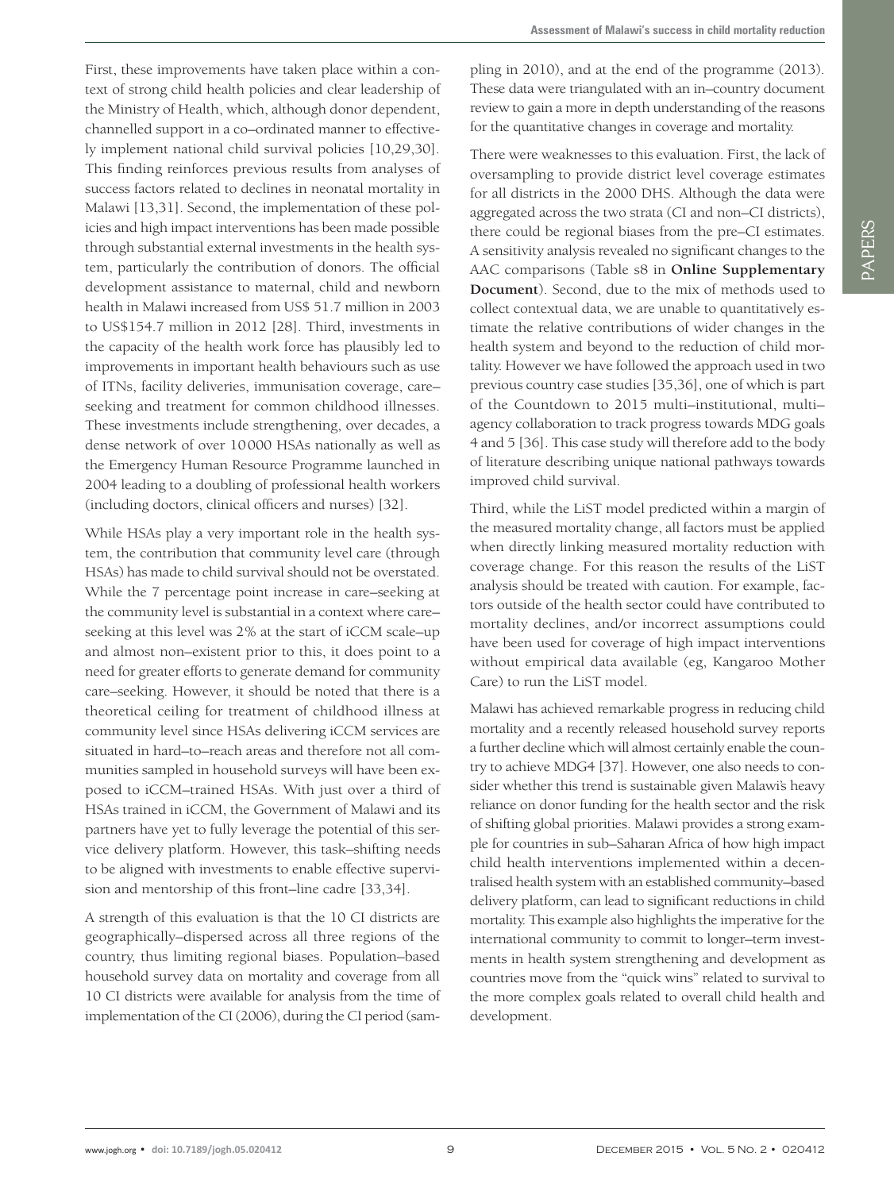First, these improvements have taken place within a context of strong child health policies and clear leadership of the Ministry of Health, which, although donor dependent, channelled support in a co–ordinated manner to effectively implement national child survival policies [10,29,30]. This finding reinforces previous results from analyses of success factors related to declines in neonatal mortality in Malawi [13,31]. Second, the implementation of these policies and high impact interventions has been made possible through substantial external investments in the health system, particularly the contribution of donors. The official development assistance to maternal, child and newborn health in Malawi increased from US$ 51.7 million in 2003 to US$154.7 million in 2012 [28]. Third, investments in the capacity of the health work force has plausibly led to improvements in important health behaviours such as use of ITNs, facility deliveries, immunisation coverage, care–seeking and treatment for common childhood illnesses. These investments include strengthening, over decades, a dense network of over 10 000 HSAs nationally as well as the Emergency Human Resource Programme launched in 2004 leading to a doubling of professional health workers (including doctors, clinical officers and nurses) [32].

While HSAs play a very important role in the health system, the contribution that community level care (through HSAs) has made to child survival should not be overstated. While the 7 percentage point increase in care–seeking at the community level is substantial in a context where care–seeking at this level was 2% at the start of iCCM scale–up and almost non–existent prior to this, it does point to a need for greater efforts to generate demand for community care–seeking. However, it should be noted that there is a theoretical ceiling for treatment of childhood illness at community level since HSAs delivering iCCM services are situated in hard–to–reach areas and therefore not all communities sampled in household surveys will have been exposed to iCCM–trained HSAs. With just over a third of HSAs trained in iCCM, the Government of Malawi and its partners have yet to fully leverage the potential of this service delivery platform. However, this task–shifting needs to be aligned with investments to enable effective supervision and mentorship of this front–line cadre [33,34].

A strength of this evaluation is that the 10 CI districts are geographically–dispersed across all three regions of the country, thus limiting regional biases. Population–based household survey data on mortality and coverage from all 10 CI districts were available for analysis from the time of implementation of the CI (2006), during the CI period (sampling in 2010), and at the end of the programme (2013). These data were triangulated with an in–country document review to gain a more in depth understanding of the reasons for the quantitative changes in coverage and mortality.

There were weaknesses to this evaluation. First, the lack of oversampling to provide district level coverage estimates for all districts in the 2000 DHS. Although the data were aggregated across the two strata (CI and non–CI districts), there could be regional biases from the pre–CI estimates. A sensitivity analysis revealed no significant changes to the AAC comparisons (Table s8 in **Online Supplementary Document**). Second, due to the mix of methods used to collect contextual data, we are unable to quantitatively estimate the relative contributions of wider changes in the health system and beyond to the reduction of child mortality. However we have followed the approach used in two previous country case studies [35,36], one of which is part of the Countdown to 2015 multi–institutional, multi–agency collaboration to track progress towards MDG goals 4 and 5 [36]. This case study will therefore add to the body of literature describing unique national pathways towards improved child survival.

Third, while the LiST model predicted within a margin of the measured mortality change, all factors must be applied when directly linking measured mortality reduction with coverage change. For this reason the results of the LiST analysis should be treated with caution. For example, factors outside of the health sector could have contributed to mortality declines, and/or incorrect assumptions could have been used for coverage of high impact interventions without empirical data available (eg, Kangaroo Mother Care) to run the LiST model.

Malawi has achieved remarkable progress in reducing child mortality and a recently released household survey reports a further decline which will almost certainly enable the country to achieve MDG4 [37]. However, one also needs to consider whether this trend is sustainable given Malawi's heavy reliance on donor funding for the health sector and the risk of shifting global priorities. Malawi provides a strong example for countries in sub–Saharan Africa of how high impact child health interventions implemented within a decentralised health system with an established community–based delivery platform, can lead to significant reductions in child mortality. This example also highlights the imperative for the international community to commit to longer–term investments in health system strengthening and development as countries move from the "quick wins" related to survival to the more complex goals related to overall child health and development.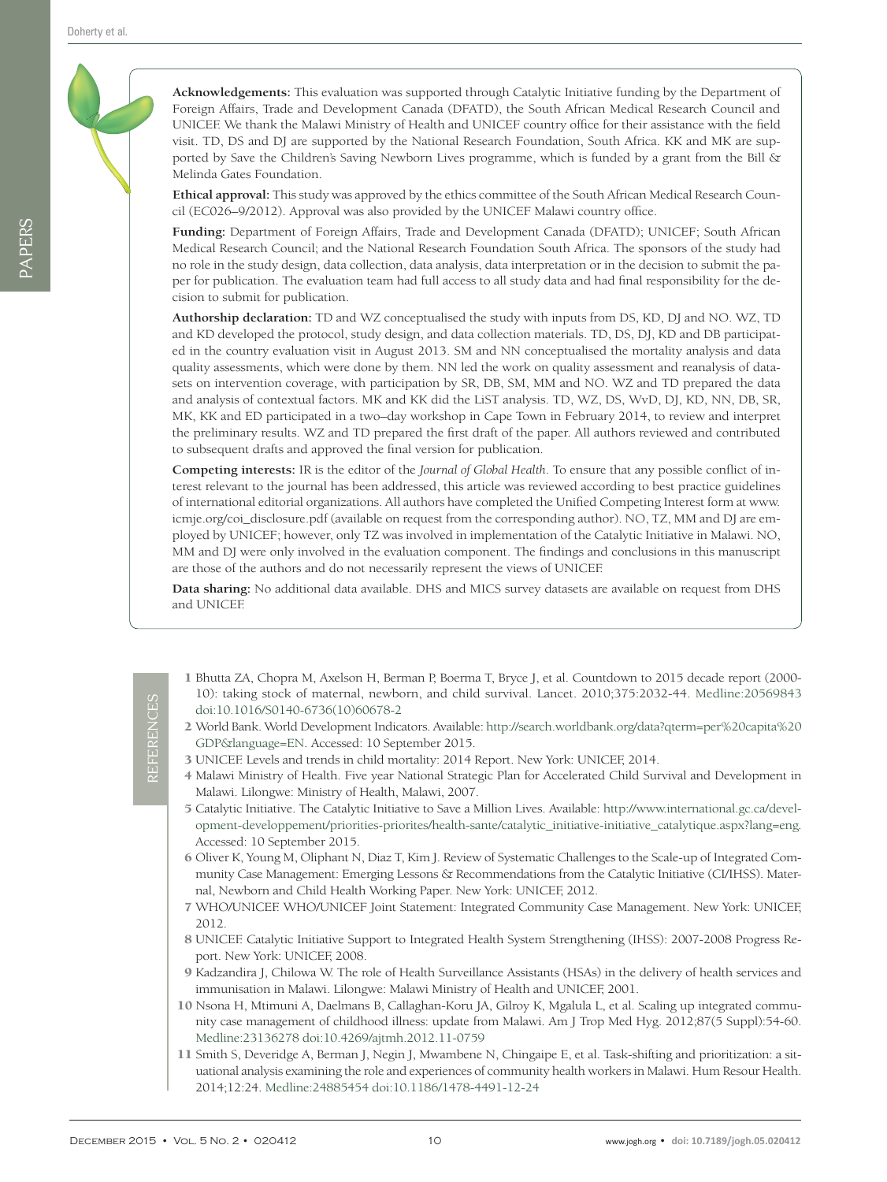**Acknowledgements:** This evaluation was supported through Catalytic Initiative funding by the Department of Foreign Affairs, Trade and Development Canada (DFATD), the South African Medical Research Council and UNICEF. We thank the Malawi Ministry of Health and UNICEF country office for their assistance with the field visit. TD, DS and DJ are supported by the National Research Foundation, South Africa. KK and MK are supported by Save the Children's Saving Newborn Lives programme, which is funded by a grant from the Bill & Melinda Gates Foundation.

**Ethical approval:** This study was approved by the ethics committee of the South African Medical Research Council (EC026–9/2012). Approval was also provided by the UNICEF Malawi country office.

**Funding:** Department of Foreign Affairs, Trade and Development Canada (DFATD); UNICEF; South African Medical Research Council; and the National Research Foundation South Africa. The sponsors of the study had no role in the study design, data collection, data analysis, data interpretation or in the decision to submit the paper for publication. The evaluation team had full access to all study data and had final responsibility for the decision to submit for publication.

**Authorship declaration:** TD and WZ conceptualised the study with inputs from DS, KD, DJ and NO. WZ, TD and KD developed the protocol, study design, and data collection materials. TD, DS, DJ, KD and DB participated in the country evaluation visit in August 2013. SM and NN conceptualised the mortality analysis and data quality assessments, which were done by them. NN led the work on quality assessment and reanalysis of datasets on intervention coverage, with participation by SR, DB, SM, MM and NO. WZ and TD prepared the data and analysis of contextual factors. MK and KK did the LiST analysis. TD, WZ, DS, WvD, DJ, KD, NN, DB, SR, MK, KK and ED participated in a two–day workshop in Cape Town in February 2014, to review and interpret the preliminary results. WZ and TD prepared the first draft of the paper. All authors reviewed and contributed to subsequent drafts and approved the final version for publication.

**Competing interests:** IR is the editor of the *Journal of Global Health*. To ensure that any possible conflict of interest relevant to the journal has been addressed, this article was reviewed according to best practice guidelines of international editorial organizations. All authors have completed the Unified Competing Interest form at www.icmje.org/coi_disclosure.pdf (available on request from the corresponding author). NO, TZ, MM and DJ are employed by UNICEF; however, only TZ was involved in implementation of the Catalytic Initiative in Malawi. NO, MM and DJ were only involved in the evaluation component. The findings and conclusions in this manuscript are those of the authors and do not necessarily represent the views of UNICEF.

**Data sharing:** No additional data available. DHS and MICS survey datasets are available on request from DHS and UNICEF.

## REFERENCES

1. Bhutta ZA, Chopra M, Axelson H, Berman P, Boerma T, Bryce J, et al. Countdown to 2015 decade report (2000-10): taking stock of maternal, newborn, and child survival. Lancet. 2010;375:2032-44. Medline:20569843 doi:10.1016/S0140-6736(10)60678-2
2. World Bank. World Development Indicators. Available: http://search.worldbank.org/data?qterm=per%20capita%20GDP&language=EN. Accessed: 10 September 2015.
3. UNICEF. Levels and trends in child mortality: 2014 Report. New York: UNICEF, 2014.
4. Malawi Ministry of Health. Five year National Strategic Plan for Accelerated Child Survival and Development in Malawi. Lilongwe: Ministry of Health, Malawi, 2007.
5. Catalytic Initiative. The Catalytic Initiative to Save a Million Lives. Available: http://www.international.gc.ca/development-developpement/priorities-priorites/health-sante/catalytic_initiative-initiative_catalytique.aspx?lang=eng. Accessed: 10 September 2015.
6. Oliver K, Young M, Oliphant N, Diaz T, Kim J. Review of Systematic Challenges to the Scale-up of Integrated Community Case Management: Emerging Lessons & Recommendations from the Catalytic Initiative (CI/IHSS). Maternal, Newborn and Child Health Working Paper. New York: UNICEF, 2012.
7. WHO/UNICEF. WHO/UNICEF Joint Statement: Integrated Community Case Management. New York: UNICEF, 2012.
8. UNICEF. Catalytic Initiative Support to Integrated Health System Strengthening (IHSS): 2007-2008 Progress Report. New York: UNICEF, 2008.
9. Kadzandira J, Chilowa W. The role of Health Surveillance Assistants (HSAs) in the delivery of health services and immunisation in Malawi. Lilongwe: Malawi Ministry of Health and UNICEF, 2001.
10. Nsona H, Mtimuni A, Daelmans B, Callaghan-Koru JA, Gilroy K, Mgalula L, et al. Scaling up integrated community case management of childhood illness: update from Malawi. Am J Trop Med Hyg. 2012;87(5 Suppl):54-60. Medline:23136278 doi:10.4269/ajtmh.2012.11-0759
11. Smith S, Deveridge A, Berman J, Negin J, Mwambene N, Chingaipe E, et al. Task-shifting and prioritization: a situational analysis examining the role and experiences of community health workers in Malawi. Hum Resour Health. 2014;12:24. Medline:24885454 doi:10.1186/1478-4491-12-24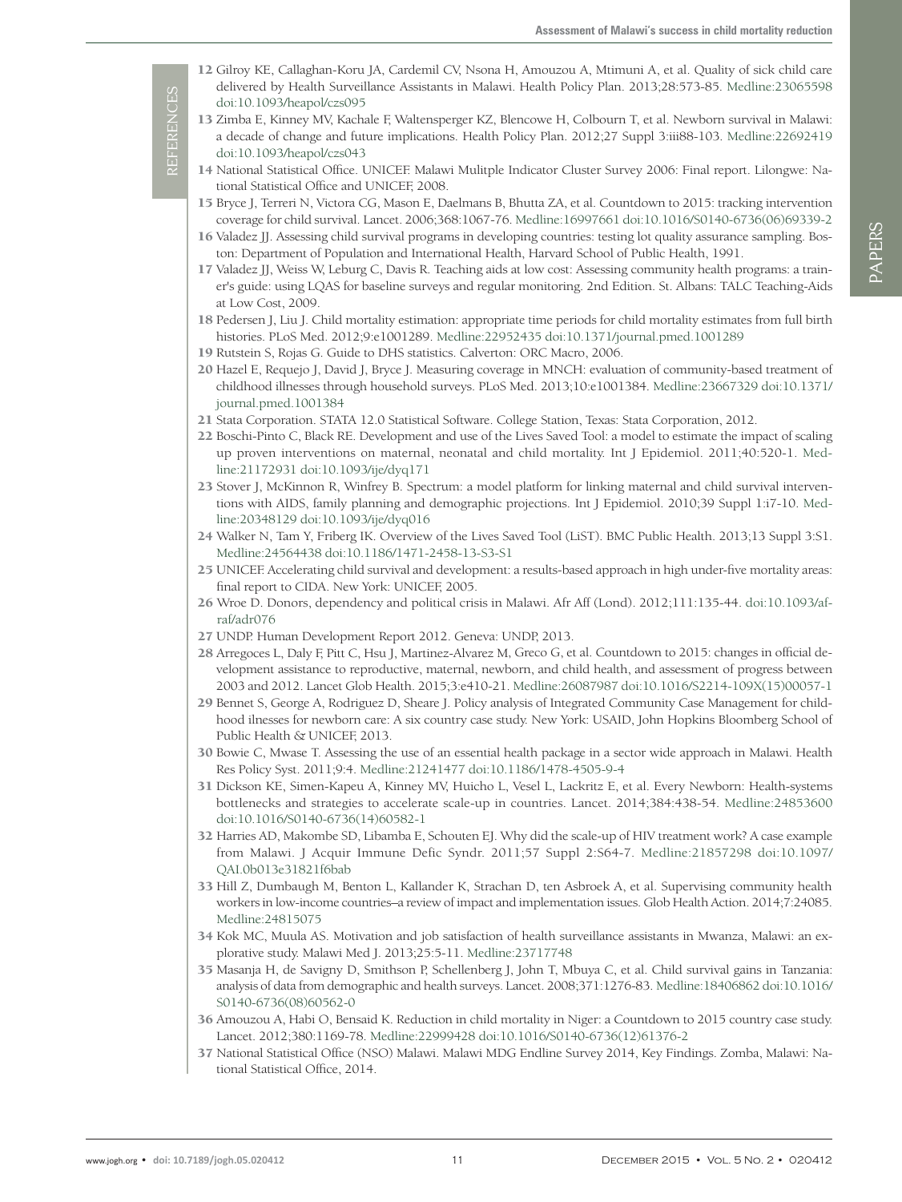12 Gilroy KE, Callaghan-Koru JA, Cardemil CV, Nsona H, Amouzou A, Mtimuni A, et al. Quality of sick child care delivered by Health Surveillance Assistants in Malawi. Health Policy Plan. 2013;28:573-85. Medline:23065598 doi:10.1093/heapol/czs095

13 Zimba E, Kinney MV, Kachale F, Waltensperger KZ, Blencowe H, Colbourn T, et al. Newborn survival in Malawi: a decade of change and future implications. Health Policy Plan. 2012;27 Suppl 3:iii88-103. Medline:22692419 doi:10.1093/heapol/czs043

14 National Statistical Office. UNICEF. Malawi Mulitple Indicator Cluster Survey 2006: Final report. Lilongwe: National Statistical Office and UNICEF, 2008.

15 Bryce J, Terreri N, Victora CG, Mason E, Daelmans B, Bhutta ZA, et al. Countdown to 2015: tracking intervention coverage for child survival. Lancet. 2006;368:1067-76. Medline:16997661 doi:10.1016/S0140-6736(06)69339-2

16 Valadez JJ. Assessing child survival programs in developing countries: testing lot quality assurance sampling. Boston: Department of Population and International Health, Harvard School of Public Health, 1991.

17 Valadez JJ, Weiss W, Leburg C, Davis R. Teaching aids at low cost: Assessing community health programs: a trainer's guide: using LQAS for baseline surveys and regular monitoring. 2nd Edition. St. Albans: TALC Teaching-Aids at Low Cost, 2009.

18 Pedersen J, Liu J. Child mortality estimation: appropriate time periods for child mortality estimates from full birth histories. PLoS Med. 2012;9:e1001289. Medline:22952435 doi:10.1371/journal.pmed.1001289

19 Rutstein S, Rojas G. Guide to DHS statistics. Calverton: ORC Macro, 2006.

20 Hazel E, Requejo J, David J, Bryce J. Measuring coverage in MNCH: evaluation of community-based treatment of childhood illnesses through household surveys. PLoS Med. 2013;10:e1001384. Medline:23667329 doi:10.1371/journal.pmed.1001384

21 Stata Corporation. STATA 12.0 Statistical Software. College Station, Texas: Stata Corporation, 2012.

22 Boschi-Pinto C, Black RE. Development and use of the Lives Saved Tool: a model to estimate the impact of scaling up proven interventions on maternal, neonatal and child mortality. Int J Epidemiol. 2011;40:520-1. Medline:21172931 doi:10.1093/ije/dyq171

23 Stover J, McKinnon R, Winfrey B. Spectrum: a model platform for linking maternal and child survival interventions with AIDS, family planning and demographic projections. Int J Epidemiol. 2010;39 Suppl 1:i7-10. Medline:20348129 doi:10.1093/ije/dyq016

24 Walker N, Tam Y, Friberg IK. Overview of the Lives Saved Tool (LiST). BMC Public Health. 2013;13 Suppl 3:S1. Medline:24564438 doi:10.1186/1471-2458-13-S3-S1

25 UNICEF. Accelerating child survival and development: a results-based approach in high under-five mortality areas: final report to CIDA. New York: UNICEF, 2005.

26 Wroe D. Donors, dependency and political crisis in Malawi. Afr Aff (Lond). 2012;111:135-44. doi:10.1093/afraf/adr076

27 UNDP. Human Development Report 2012. Geneva: UNDP, 2013.

28 Arregoces L, Daly F, Pitt C, Hsu J, Martinez-Alvarez M, Greco G, et al. Countdown to 2015: changes in official development assistance to reproductive, maternal, newborn, and child health, and assessment of progress between 2003 and 2012. Lancet Glob Health. 2015;3:e410-21. Medline:26087987 doi:10.1016/S2214-109X(15)00057-1

29 Bennet S, George A, Rodriguez D, Sheare J. Policy analysis of Integrated Community Case Management for childhood ilnesses for newborn care: A six country case study. New York: USAID, John Hopkins Bloomberg School of Public Health & UNICEF, 2013.

30 Bowie C, Mwase T. Assessing the use of an essential health package in a sector wide approach in Malawi. Health Res Policy Syst. 2011;9:4. Medline:21241477 doi:10.1186/1478-4505-9-4

31 Dickson KE, Simen-Kapeu A, Kinney MV, Huicho L, Vesel L, Lackritz E, et al. Every Newborn: Health-systems bottlenecks and strategies to accelerate scale-up in countries. Lancet. 2014;384:438-54. Medline:24853600 doi:10.1016/S0140-6736(14)60582-1

32 Harries AD, Makombe SD, Libamba E, Schouten EJ. Why did the scale-up of HIV treatment work? A case example from Malawi. J Acquir Immune Defic Syndr. 2011;57 Suppl 2:S64-7. Medline:21857298 doi:10.1097/QAI.0b013e31821f6bab

33 Hill Z, Dumbaugh M, Benton L, Kallander K, Strachan D, ten Asbroek A, et al. Supervising community health workers in low-income countries–a review of impact and implementation issues. Glob Health Action. 2014;7:24085. Medline:24815075

34 Kok MC, Muula AS. Motivation and job satisfaction of health surveillance assistants in Mwanza, Malawi: an explorative study. Malawi Med J. 2013;25:5-11. Medline:23717748

35 Masanja H, de Savigny D, Smithson P, Schellenberg J, John T, Mbuya C, et al. Child survival gains in Tanzania: analysis of data from demographic and health surveys. Lancet. 2008;371:1276-83. Medline:18406862 doi:10.1016/S0140-6736(08)60562-0

36 Amouzou A, Habi O, Bensaid K. Reduction in child mortality in Niger: a Countdown to 2015 country case study. Lancet. 2012;380:1169-78. Medline:22999428 doi:10.1016/S0140-6736(12)61376-2

37 National Statistical Office (NSO) Malawi. Malawi MDG Endline Survey 2014, Key Findings. Zomba, Malawi: National Statistical Office, 2014.